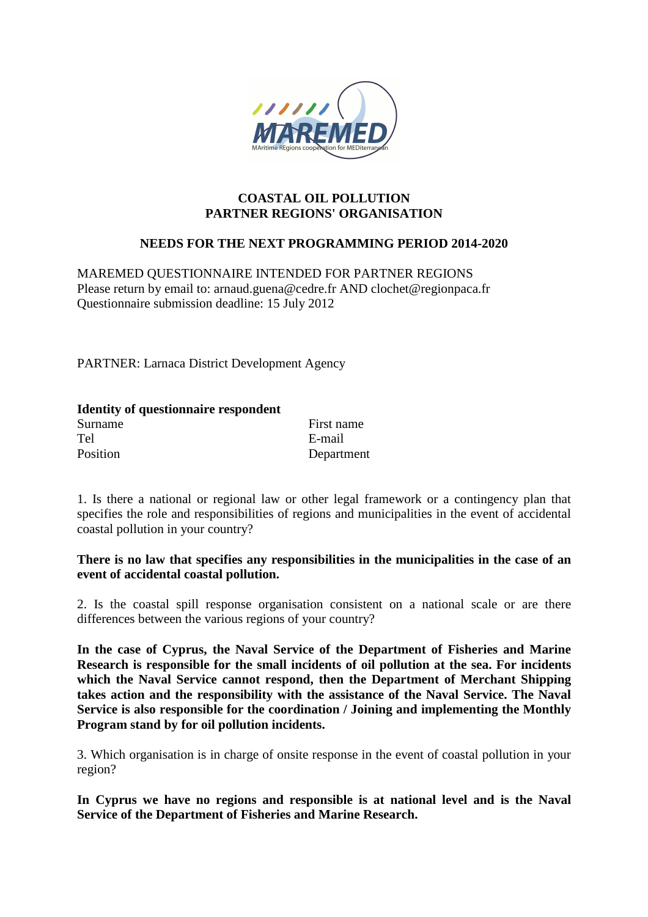MAREMED

MAritime REgions cooperation for MEDiterranean

**COASTAL OIL POLLUTION**
**PARTNER REGIONS' ORGANISATION**

**NEEDS FOR THE NEXT PROGRAMMING PERIOD 2014-2020**

MAREMED QUESTIONNAIRE INTENDED FOR PARTNER REGIONS
Please return by email to: arnaud.guena@cedre.fr AND clochet@regionpaca.fr
Questionnaire submission deadline: 15 July 2012

PARTNER: Larnaca District Development Agency

**Identity of questionnaire respondent**

| | |
|---|---|
| Surname | First name |
| Tel | E-mail |
| Position | Department |

1. Is there a national or regional law or other legal framework or a contingency plan that specifies the role and responsibilities of regions and municipalities in the event of accidental coastal pollution in your country?

**There is no law that specifies any responsibilities in the municipalities in the case of an event of accidental coastal pollution.**

2. Is the coastal spill response organisation consistent on a national scale or are there differences between the various regions of your country?

**In the case of Cyprus, the Naval Service of the Department of Fisheries and Marine Research is responsible for the small incidents of oil pollution at the sea. For incidents which the Naval Service cannot respond, then the Department of Merchant Shipping takes action and the responsibility with the assistance of the Naval Service. The Naval Service is also responsible for the coordination / Joining and implementing the Monthly Program stand by for oil pollution incidents.**

3. Which organisation is in charge of onsite response in the event of coastal pollution in your region?

**In Cyprus we have no regions and responsible is at national level and is the Naval Service of the Department of Fisheries and Marine Research.**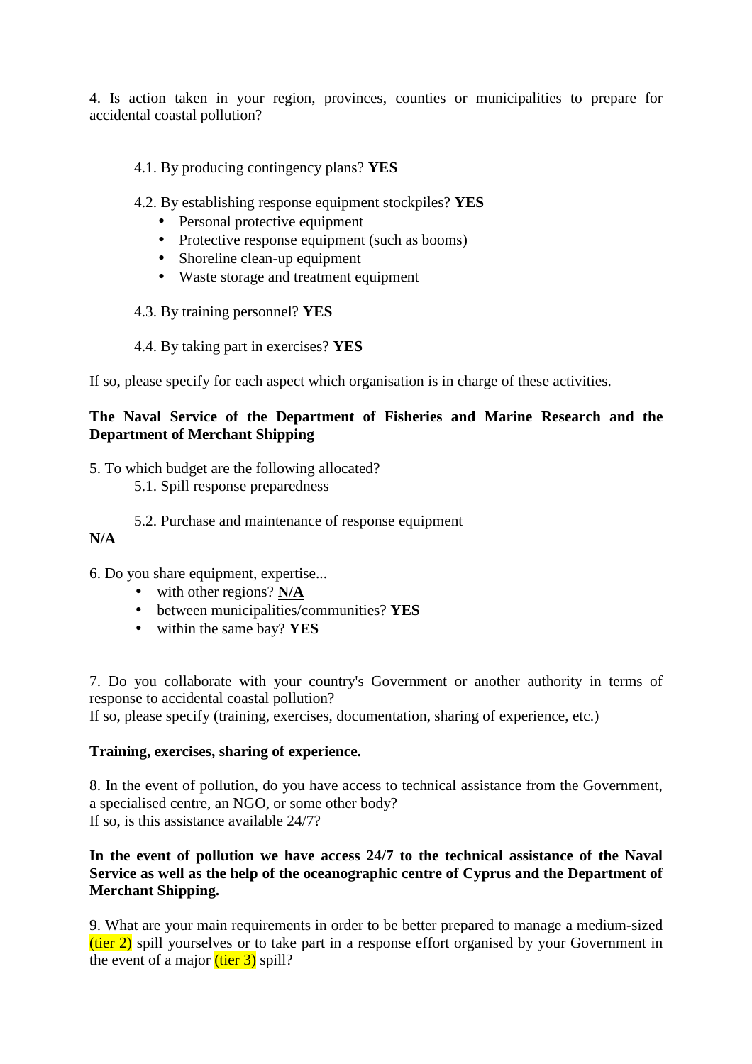4. Is action taken in your region, provinces, counties or municipalities to prepare for accidental coastal pollution?

4.1. By producing contingency plans? **YES**

4.2. By establishing response equipment stockpiles? **YES**

- Personal protective equipment
- Protective response equipment (such as booms)
- Shoreline clean-up equipment
- Waste storage and treatment equipment

4.3. By training personnel? **YES**

4.4. By taking part in exercises? **YES**

If so, please specify for each aspect which organisation is in charge of these activities.

**The Naval Service of the Department of Fisheries and Marine Research and the Department of Merchant Shipping**

5. To which budget are the following allocated?

5.1. Spill response preparedness

5.2. Purchase and maintenance of response equipment

**N/A**

6. Do you share equipment, expertise...

- with other regions? **N/A**
- between municipalities/communities? **YES**
- within the same bay? **YES**

7. Do you collaborate with your country's Government or another authority in terms of response to accidental coastal pollution?
If so, please specify (training, exercises, documentation, sharing of experience, etc.)

**Training, exercises, sharing of experience.**

8. In the event of pollution, do you have access to technical assistance from the Government, a specialised centre, an NGO, or some other body?
If so, is this assistance available 24/7?

**In the event of pollution we have access 24/7 to the technical assistance of the Naval Service as well as the help of the oceanographic centre of Cyprus and the Department of Merchant Shipping.**

9. What are your main requirements in order to be better prepared to manage a medium-sized (tier 2) spill yourselves or to take part in a response effort organised by your Government in the event of a major (tier 3) spill?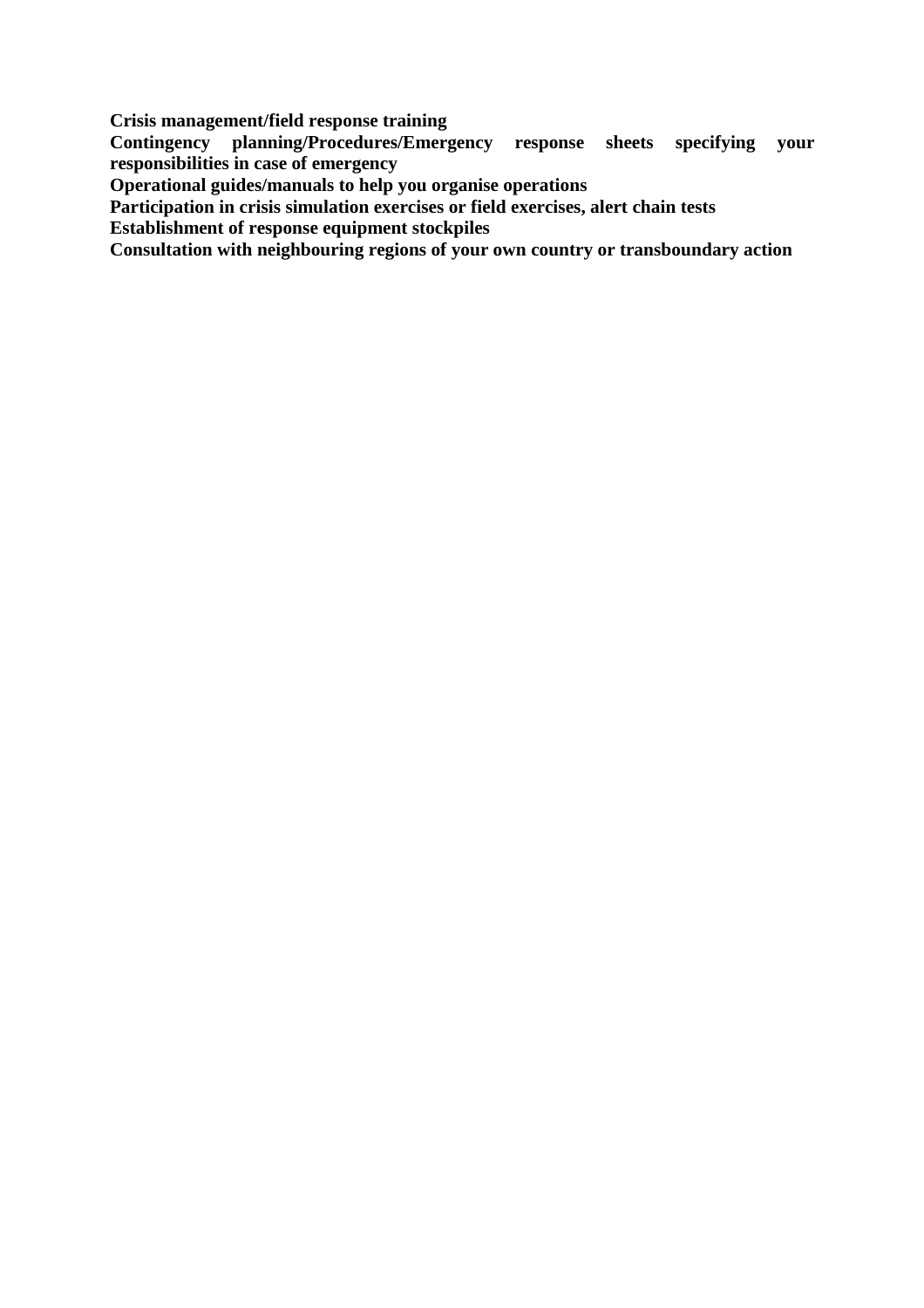**Crisis management/field response training**

**Contingency planning/Procedures/Emergency response sheets specifying your responsibilities in case of emergency**

**Operational guides/manuals to help you organise operations**

**Participation in crisis simulation exercises or field exercises, alert chain tests**

**Establishment of response equipment stockpiles**

**Consultation with neighbouring regions of your own country or transboundary action**